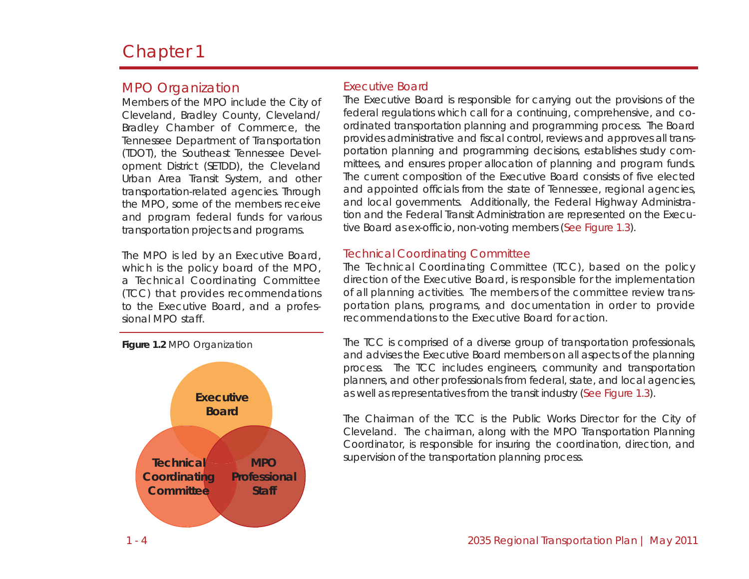# Chapter 1

## MPO Organization

Members of the MPO include the City of Cleveland, Bradley County, Cleveland/ Bradley Chamber of Commerce, the Tennessee Department of Transportation (TDOT), the Southeast Tennessee Development District (SETDD), the Cleveland Urban Area Transit System, and other transportation-related agencies. Through the MPO, some of the members receive and program federal funds for various transportation projects and programs.

The MPO is led by an Executive Board, which is the policy board of the MPO, a Technical Coordinating Committee (TCC) that provides recommendations to the Executive Board, and a professional MPO staff.

**Figure 1.2** MPO Organization

Executive Board

Technical Coordinating Committee

MPO Professional Staff

### Executive Board

The Executive Board is responsible for carrying out the provisions of the federal regulations which call for a continuing, comprehensive, and coordinated transportation planning and programming process. The Board provides administrative and fiscal control, reviews and approves all transportation planning and programming decisions, establishes study committees, and ensures proper allocation of planning and program funds. The current composition of the Executive Board consists of five elected and appointed officials from the state of Tennessee, regional agencies, and local governments. Additionally, the Federal Highway Administration and the Federal Transit Administration are represented on the Executive Board as ex-officio, non-voting members (See Figure 1.3).

### Technical Coordinating Committee

The Technical Coordinating Committee (TCC), based on the policy direction of the Executive Board, is responsible for the implementation of all planning activities. The members of the committee review transportation plans, programs, and documentation in order to provide recommendations to the Executive Board for action.

The TCC is comprised of a diverse group of transportation professionals, and advises the Executive Board members on all aspects of the planning process. The TCC includes engineers, community and transportation planners, and other professionals from federal, state, and local agencies, as well as representatives from the transit industry (See Figure 1.3).

The Chairman of the TCC is the Public Works Director for the City of Cleveland. The chairman, along with the MPO Transportation Planning Coordinator, is responsible for insuring the coordination, direction, and supervision of the transportation planning process.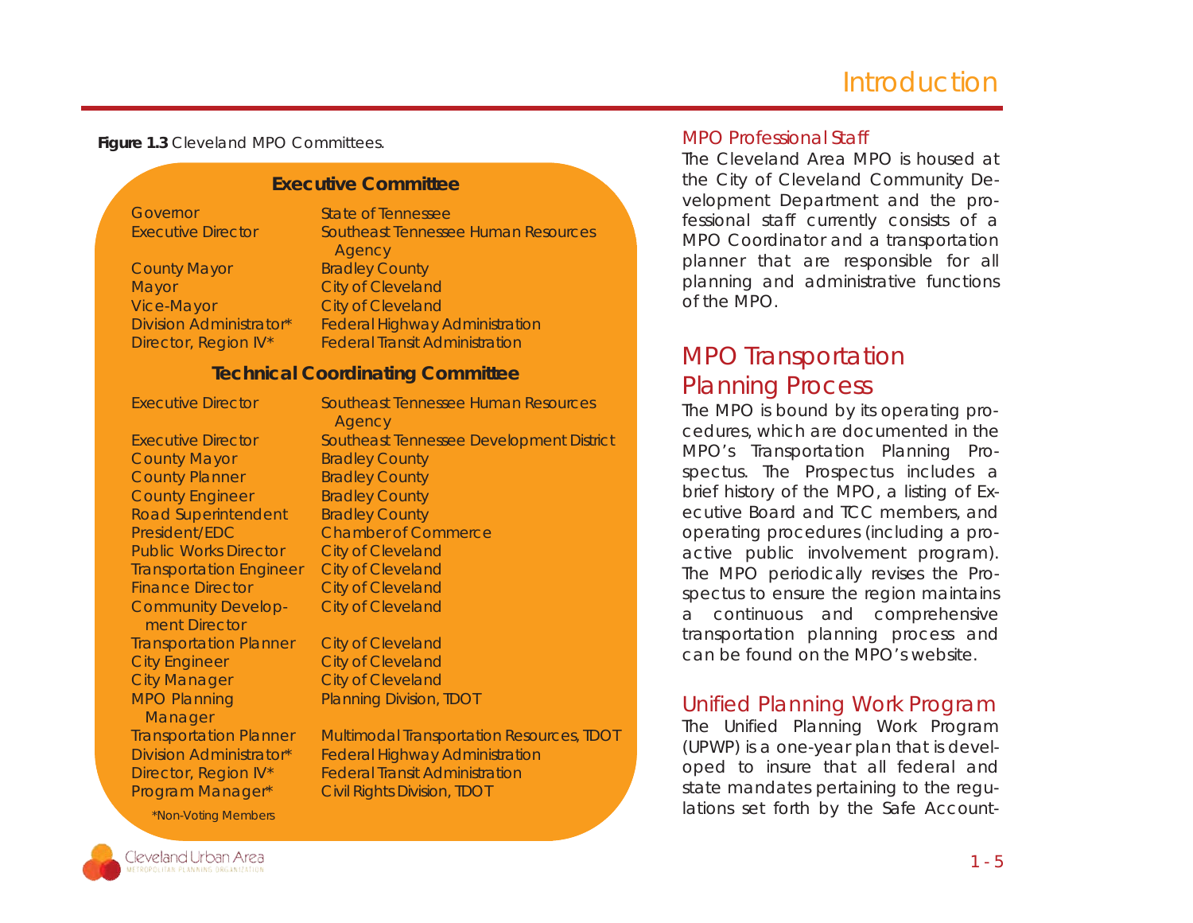**Figure 1.3** Cleveland MPO Committees.

**Executive Committee**

| Position | Organization |
|---|---|
| Governor | State of Tennessee |
| Executive Director | Southeast Tennessee Human Resources Agency |
| County Mayor | Bradley County |
| Mayor | City of Cleveland |
| Vice-Mayor | City of Cleveland |
| Division Administrator* | Federal Highway Administration |
| Director, Region IV* | Federal Transit Administration |

**Technical Coordinating Committee**

| Position | Organization |
|---|---|
| Executive Director | Southeast Tennessee Human Resources Agency |
| Executive Director | Southeast Tennessee Development District |
| County Mayor | Bradley County |
| County Planner | Bradley County |
| County Engineer | Bradley County |
| Road Superintendent | Bradley County |
| President/EDC | Chamber of Commerce |
| Public Works Director | City of Cleveland |
| Transportation Engineer | City of Cleveland |
| Finance Director | City of Cleveland |
| Community Development Director | City of Cleveland |
| Transportation Planner | City of Cleveland |
| City Engineer | City of Cleveland |
| City Manager | City of Cleveland |
| MPO Planning Manager | Planning Division, TDOT |
| Transportation Planner | Multimodal Transportation Resources, TDOT |
| Division Administrator* | Federal Highway Administration |
| Director, Region IV* | Federal Transit Administration |
| Program Manager* | Civil Rights Division, TDOT |

*Non-Voting Members

### MPO Professional Staff

The Cleveland Area MPO is housed at the City of Cleveland Community Development Department and the professional staff currently consists of a MPO Coordinator and a transportation planner that are responsible for all planning and administrative functions of the MPO.

## MPO Transportation Planning Process

The MPO is bound by its operating procedures, which are documented in the MPO's Transportation Planning Prospectus. The Prospectus includes a brief history of the MPO, a listing of Executive Board and TCC members, and operating procedures (including a proactive public involvement program). The MPO periodically revises the Prospectus to ensure the region maintains a continuous and comprehensive transportation planning process and can be found on the MPO's website.

### Unified Planning Work Program

The Unified Planning Work Program (UPWP) is a one-year plan that is developed to insure that all federal and state mandates pertaining to the regulations set forth by the Safe Account-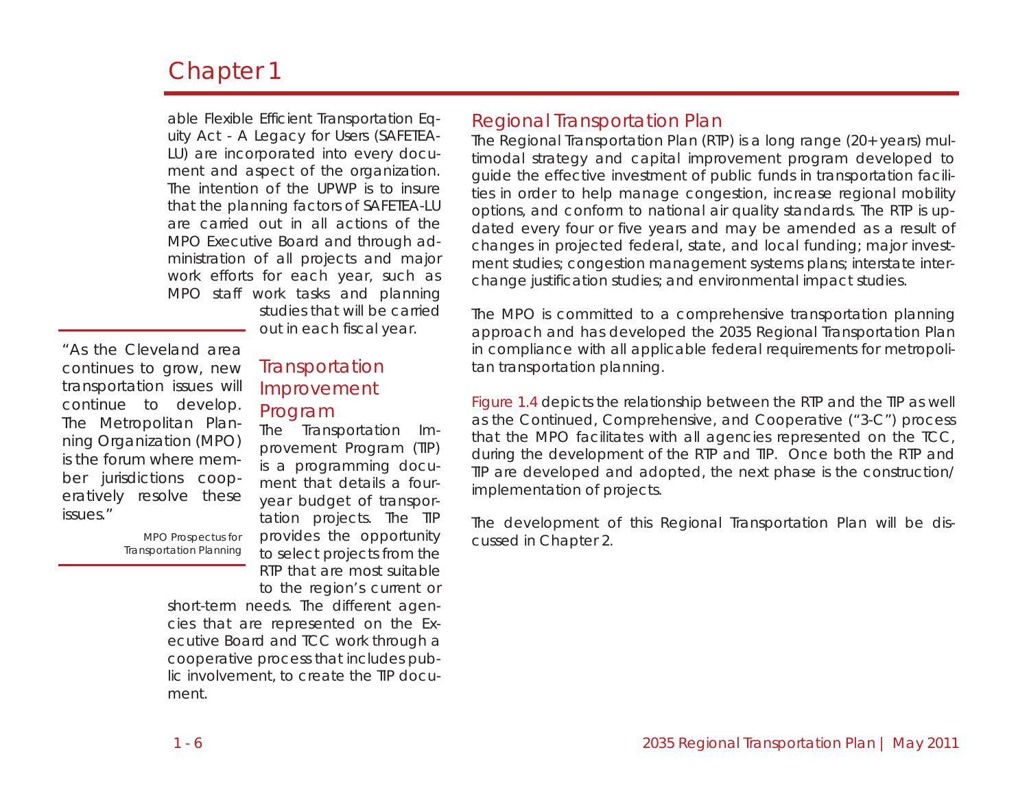able Flexible Efficient Transportation Equity Act - A Legacy for Users (SAFETEA-LU) are incorporated into every document and aspect of the organization. The intention of the UPWP is to insure that the planning factors of SAFETEA-LU are carried out in all actions of the MPO Executive Board and through administration of all projects and major work efforts for each year, such as MPO staff work tasks and planning studies that will be carried out in each fiscal year.

> "As the Cleveland area continues to grow, new transportation issues will continue to develop. The Metropolitan Planning Organization (MPO) is the forum where member jurisdictions cooperatively resolve these issues."
>
> MPO Prospectus for Transportation Planning

## Transportation Improvement Program

The Transportation Improvement Program (TIP) is a programming document that details a four-year budget of transportation projects. The TIP provides the opportunity to select projects from the RTP that are most suitable to the region's current or short-term needs. The different agencies that are represented on the Executive Board and TCC work through a cooperative process that includes public involvement, to create the TIP document.

## Regional Transportation Plan

The Regional Transportation Plan (RTP) is a long range (20+ years) multimodal strategy and capital improvement program developed to guide the effective investment of public funds in transportation facilities in order to help manage congestion, increase regional mobility options, and conform to national air quality standards. The RTP is updated every four or five years and may be amended as a result of changes in projected federal, state, and local funding; major investment studies; congestion management systems plans; interstate interchange justification studies; and environmental impact studies.

The MPO is committed to a comprehensive transportation planning approach and has developed the 2035 Regional Transportation Plan in compliance with all applicable federal requirements for metropolitan transportation planning.

Figure 1.4 depicts the relationship between the RTP and the TIP as well as the Continued, Comprehensive, and Cooperative ("3-C") process that the MPO facilitates with all agencies represented on the TCC, during the development of the RTP and TIP. Once both the RTP and TIP are developed and adopted, the next phase is the construction/implementation of projects.

The development of this Regional Transportation Plan will be discussed in Chapter 2.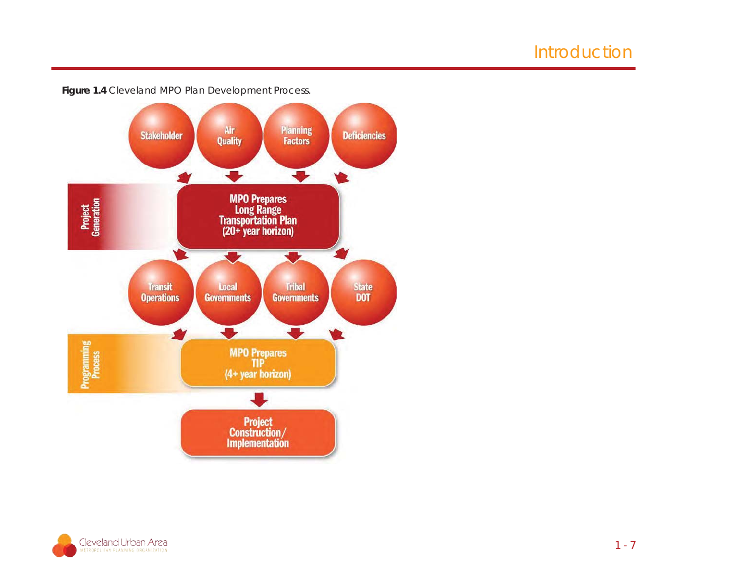**Figure 1.4** Cleveland MPO Plan Development Process.

Stakeholder

Air Quality

Planning Factors

Deficiencies

Project Generation

MPO Prepares Long Range Transportation Plan (20+ year horizon)

Transit Operations

Local Governments

Tribal Governments

State DOT

Programming Process

MPO Prepares TIP (4+ year horizon)

Project Construction/ Implementation